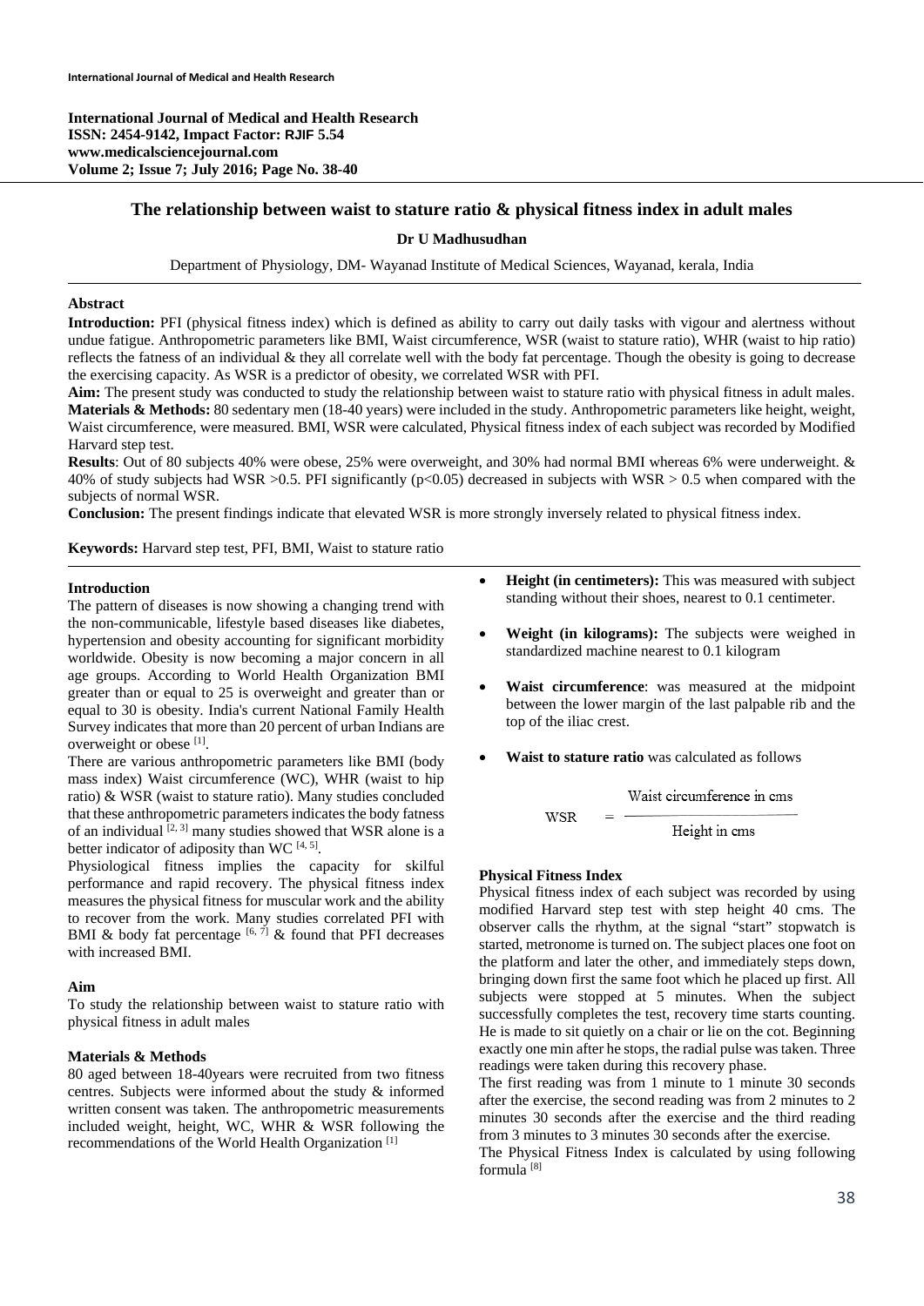International Journal of Medical and Health Research
ISSN: 2454-9142, Impact Factor: RJIF 5.54
www.medicalsciencejournal.com
Volume 2; Issue 7; July 2016; Page No. 38-40

# The relationship between waist to stature ratio & physical fitness index in adult males

**Dr U Madhusudhan**

Department of Physiology, DM- Wayanad Institute of Medical Sciences, Wayanad, kerala, India

## Abstract

**Introduction:** PFI (physical fitness index) which is defined as ability to carry out daily tasks with vigour and alertness without undue fatigue. Anthropometric parameters like BMI, Waist circumference, WSR (waist to stature ratio), WHR (waist to hip ratio) reflects the fatness of an individual & they all correlate well with the body fat percentage. Though the obesity is going to decrease the exercising capacity. As WSR is a predictor of obesity, we correlated WSR with PFI.

**Aim:** The present study was conducted to study the relationship between waist to stature ratio with physical fitness in adult males.

**Materials & Methods:** 80 sedentary men (18-40 years) were included in the study. Anthropometric parameters like height, weight, Waist circumference, were measured. BMI, WSR were calculated, Physical fitness index of each subject was recorded by Modified Harvard step test.

**Results**: Out of 80 subjects 40% were obese, 25% were overweight, and 30% had normal BMI whereas 6% were underweight. & 40% of study subjects had WSR >0.5. PFI significantly ($p<0.05$) decreased in subjects with WSR > 0.5 when compared with the subjects of normal WSR.

**Conclusion:** The present findings indicate that elevated WSR is more strongly inversely related to physical fitness index.

**Keywords:** Harvard step test, PFI, BMI, Waist to stature ratio

## Introduction

The pattern of diseases is now showing a changing trend with the non-communicable, lifestyle based diseases like diabetes, hypertension and obesity accounting for significant morbidity worldwide. Obesity is now becoming a major concern in all age groups. According to World Health Organization BMI greater than or equal to 25 is overweight and greater than or equal to 30 is obesity. India's current National Family Health Survey indicates that more than 20 percent of urban Indians are overweight or obese [1].

There are various anthropometric parameters like BMI (body mass index) Waist circumference (WC), WHR (waist to hip ratio) & WSR (waist to stature ratio). Many studies concluded that these anthropometric parameters indicates the body fatness of an individual [2, 3] many studies showed that WSR alone is a better indicator of adiposity than WC [4, 5].

Physiological fitness implies the capacity for skilful performance and rapid recovery. The physical fitness index measures the physical fitness for muscular work and the ability to recover from the work. Many studies correlated PFI with BMI & body fat percentage [6, 7] & found that PFI decreases with increased BMI.

## Aim

To study the relationship between waist to stature ratio with physical fitness in adult males

## Materials & Methods

80 aged between 18-40years were recruited from two fitness centres. Subjects were informed about the study & informed written consent was taken. The anthropometric measurements included weight, height, WC, WHR & WSR following the recommendations of the World Health Organization [1]

- **Height (in centimeters):** This was measured with subject standing without their shoes, nearest to 0.1 centimeter.
- **Weight (in kilograms):** The subjects were weighed in standardized machine nearest to 0.1 kilogram
- **Waist circumference**: was measured at the midpoint between the lower margin of the last palpable rib and the top of the iliac crest.
- **Waist to stature ratio** was calculated as follows

$$\text{WSR} = \frac{\text{Waist circumference in cms}}{\text{Height in cms}}$$

### Physical Fitness Index

Physical fitness index of each subject was recorded by using modified Harvard step test with step height 40 cms. The observer calls the rhythm, at the signal "start" stopwatch is started, metronome is turned on. The subject places one foot on the platform and later the other, and immediately steps down, bringing down first the same foot which he placed up first. All subjects were stopped at 5 minutes. When the subject successfully completes the test, recovery time starts counting. He is made to sit quietly on a chair or lie on the cot. Beginning exactly one min after he stops, the radial pulse was taken. Three readings were taken during this recovery phase.

The first reading was from 1 minute to 1 minute 30 seconds after the exercise, the second reading was from 2 minutes to 2 minutes 30 seconds after the exercise and the third reading from 3 minutes to 3 minutes 30 seconds after the exercise.

The Physical Fitness Index is calculated by using following formula [8]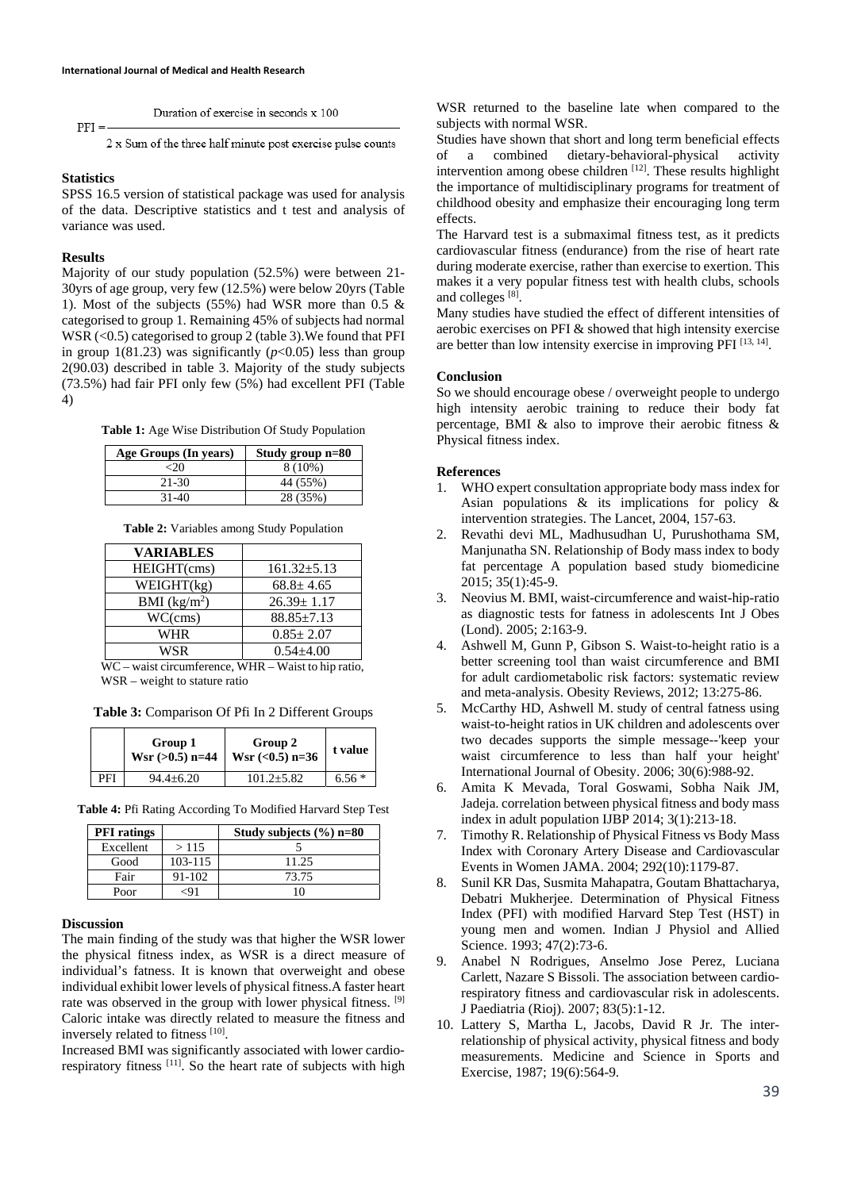$$PFI = \frac{\text{Duration of exercise in seconds x 100}}{\text{2 x Sum of the three half minute post exercise pulse counts}}$$

### Statistics

SPSS 16.5 version of statistical package was used for analysis of the data. Descriptive statistics and t test and analysis of variance was used.

### Results

Majority of our study population (52.5%) were between 21-30yrs of age group, very few (12.5%) were below 20yrs (Table 1). Most of the subjects (55%) had WSR more than 0.5 & categorised to group 1. Remaining 45% of subjects had normal WSR (<0.5) categorised to group 2 (table 3).We found that PFI in group 1(81.23) was significantly ($p$<0.05) less than group 2(90.03) described in table 3. Majority of the study subjects (73.5%) had fair PFI only few (5%) had excellent PFI (Table 4)

**Table 1:** Age Wise Distribution Of Study Population

| Age Groups (In years) | Study group n=80 |
|---|---|
| <20 | 8 (10%) |
| 21-30 | 44 (55%) |
| 31-40 | 28 (35%) |

**Table 2:** Variables among Study Population

| VARIABLES | |
|---|---|
| HEIGHT(cms) | 161.32±5.13 |
| WEIGHT(kg) | 68.8± 4.65 |
| BMI (kg/m$^2$) | 26.39± 1.17 |
| WC(cms) | 88.85±7.13 |
| WHR | 0.85± 2.07 |
| WSR | 0.54±4.00 |

WC – waist circumference, WHR – Waist to hip ratio, WSR – weight to stature ratio

**Table 3:** Comparison Of Pfi In 2 Different Groups

| | Group 1 Wsr (>0.5) n=44 | Group 2 Wsr (<0.5) n=36 | t value |
|---|---|---|---|
| PFI | 94.4±6.20 | 101.2±5.82 | 6.56 * |

**Table 4:** Pfi Rating According To Modified Harvard Step Test

| PFI ratings | | Study subjects (%) n=80 |
|---|---|---|
| Excellent | > 115 | 5 |
| Good | 103-115 | 11.25 |
| Fair | 91-102 | 73.75 |
| Poor | <91 | 10 |

### Discussion

The main finding of the study was that higher the WSR lower the physical fitness index, as WSR is a direct measure of individual's fatness. It is known that overweight and obese individual exhibit lower levels of physical fitness.A faster heart rate was observed in the group with lower physical fitness. [9] Caloric intake was directly related to measure the fitness and inversely related to fitness [10].

Increased BMI was significantly associated with lower cardio-respiratory fitness [11]. So the heart rate of subjects with high WSR returned to the baseline late when compared to the subjects with normal WSR.

Studies have shown that short and long term beneficial effects of a combined dietary-behavioral-physical activity intervention among obese children [12]. These results highlight the importance of multidisciplinary programs for treatment of childhood obesity and emphasize their encouraging long term effects.

The Harvard test is a submaximal fitness test, as it predicts cardiovascular fitness (endurance) from the rise of heart rate during moderate exercise, rather than exercise to exertion. This makes it a very popular fitness test with health clubs, schools and colleges [8].

Many studies have studied the effect of different intensities of aerobic exercises on PFI & showed that high intensity exercise are better than low intensity exercise in improving PFI [13, 14].

### Conclusion

So we should encourage obese / overweight people to undergo high intensity aerobic training to reduce their body fat percentage, BMI & also to improve their aerobic fitness & Physical fitness index.

### References

1. WHO expert consultation appropriate body mass index for Asian populations & its implications for policy & intervention strategies. The Lancet, 2004, 157-63.
2. Revathi devi ML, Madhusudhan U, Purushothama SM, Manjunatha SN. Relationship of Body mass index to body fat percentage A population based study biomedicine 2015; 35(1):45-9.
3. Neovius M. BMI, waist-circumference and waist-hip-ratio as diagnostic tests for fatness in adolescents Int J Obes (Lond). 2005; 2:163-9.
4. Ashwell M, Gunn P, Gibson S. Waist-to-height ratio is a better screening tool than waist circumference and BMI for adult cardiometabolic risk factors: systematic review and meta-analysis. Obesity Reviews, 2012; 13:275-86.
5. McCarthy HD, Ashwell M. study of central fatness using waist-to-height ratios in UK children and adolescents over two decades supports the simple message--'keep your waist circumference to less than half your height' International Journal of Obesity. 2006; 30(6):988-92.
6. Amita K Mevada, Toral Goswami, Sobha Naik JM, Jadeja. correlation between physical fitness and body mass index in adult population IJBP 2014; 3(1):213-18.
7. Timothy R. Relationship of Physical Fitness vs Body Mass Index with Coronary Artery Disease and Cardiovascular Events in Women JAMA. 2004; 292(10):1179-87.
8. Sunil KR Das, Susmita Mahapatra, Goutam Bhattacharya, Debatri Mukherjee. Determination of Physical Fitness Index (PFI) with modified Harvard Step Test (HST) in young men and women. Indian J Physiol and Allied Science. 1993; 47(2):73-6.
9. Anabel N Rodrigues, Anselmo Jose Perez, Luciana Carlett, Nazare S Bissoli. The association between cardio-respiratory fitness and cardiovascular risk in adolescents. J Paediatria (Rioj). 2007; 83(5):1-12.
10. Lattery S, Martha L, Jacobs, David R Jr. The inter-relationship of physical activity, physical fitness and body measurements. Medicine and Science in Sports and Exercise, 1987; 19(6):564-9.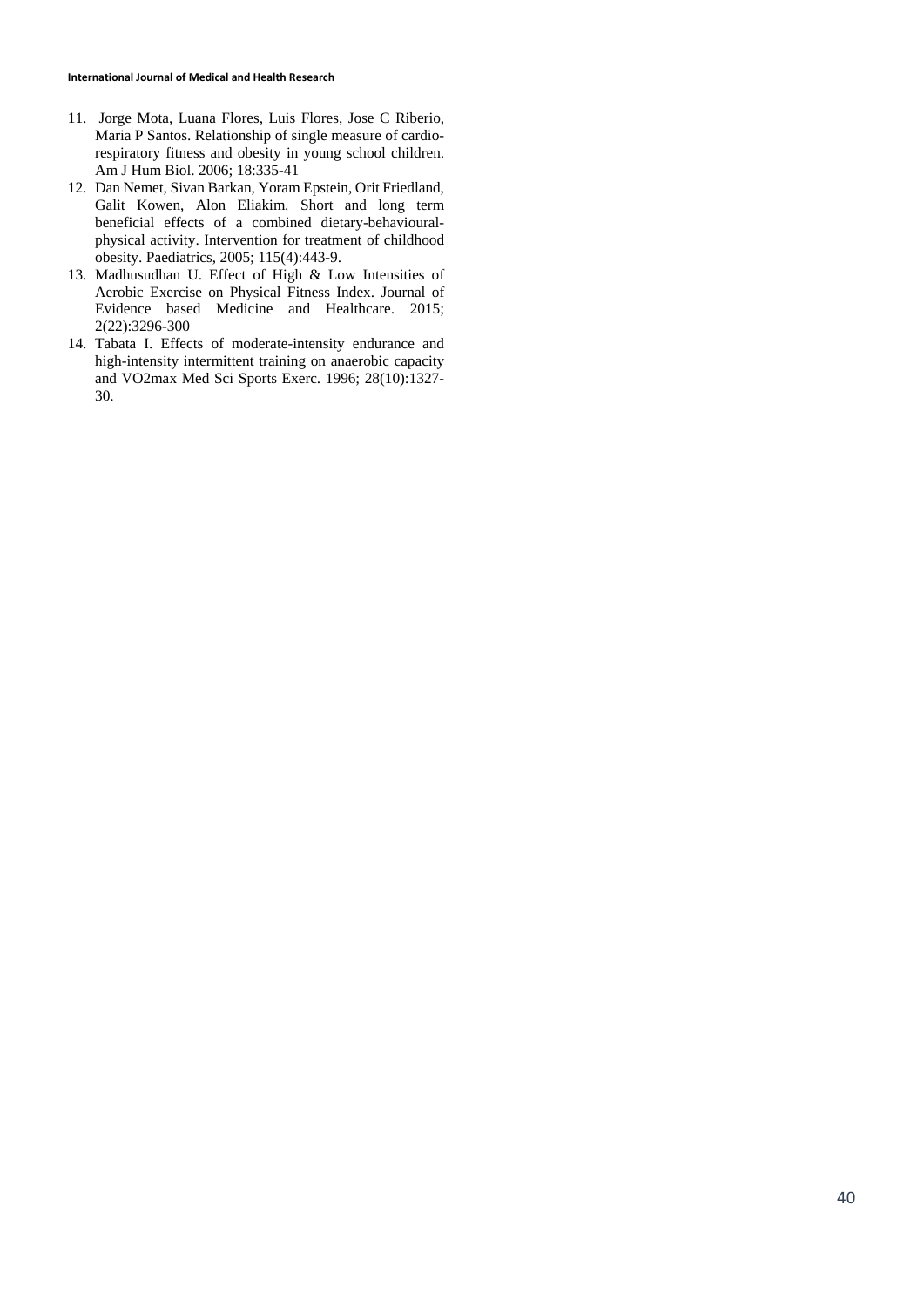11. Jorge Mota, Luana Flores, Luis Flores, Jose C Riberio, Maria P Santos. Relationship of single measure of cardio-respiratory fitness and obesity in young school children. Am J Hum Biol. 2006; 18:335-41
12. Dan Nemet, Sivan Barkan, Yoram Epstein, Orit Friedland, Galit Kowen, Alon Eliakim. Short and long term beneficial effects of a combined dietary-behavioural-physical activity. Intervention for treatment of childhood obesity. Paediatrics, 2005; 115(4):443-9.
13. Madhusudhan U. Effect of High & Low Intensities of Aerobic Exercise on Physical Fitness Index. Journal of Evidence based Medicine and Healthcare. 2015; 2(22):3296-300
14. Tabata I. Effects of moderate-intensity endurance and high-intensity intermittent training on anaerobic capacity and VO2max Med Sci Sports Exerc. 1996; 28(10):1327-30.